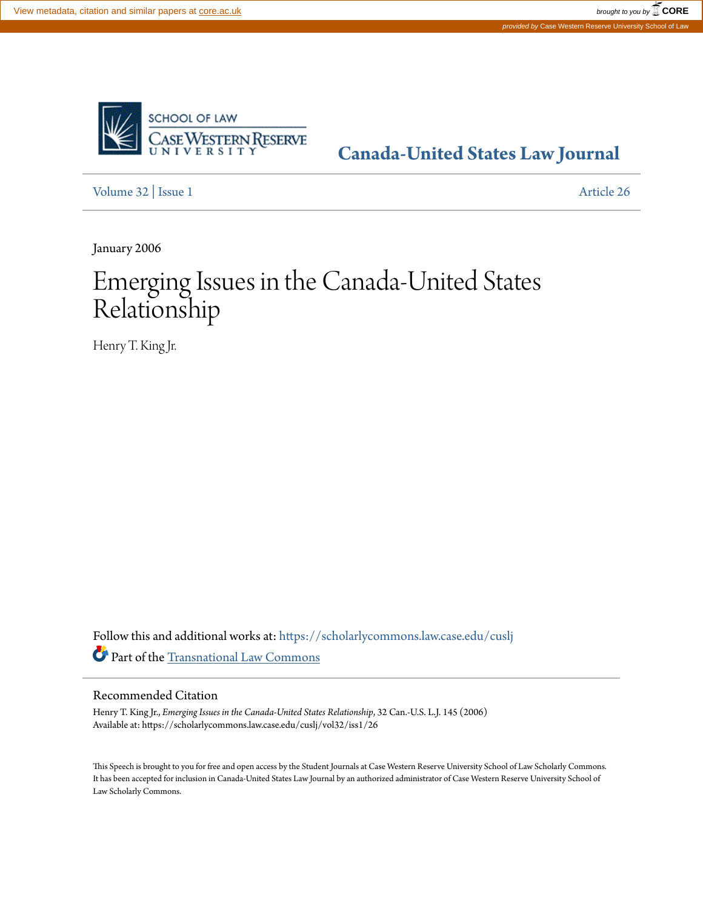Canada-United States Law Journal

Volume 32 | Issue 1 Article 26

January 2006

# Emerging Issues in the Canada-United States Relationship

Henry T. King Jr.

Follow this and additional works at: https://scholarlycommons.law.case.edu/cuslj

Part of the Transnational Law Commons

## Recommended Citation

Henry T. King Jr., *Emerging Issues in the Canada-United States Relationship*, 32 Can.-U.S. L.J. 145 (2006)
Available at: https://scholarlycommons.law.case.edu/cuslj/vol32/iss1/26

This Speech is brought to you for free and open access by the Student Journals at Case Western Reserve University School of Law Scholarly Commons. It has been accepted for inclusion in Canada-United States Law Journal by an authorized administrator of Case Western Reserve University School of Law Scholarly Commons.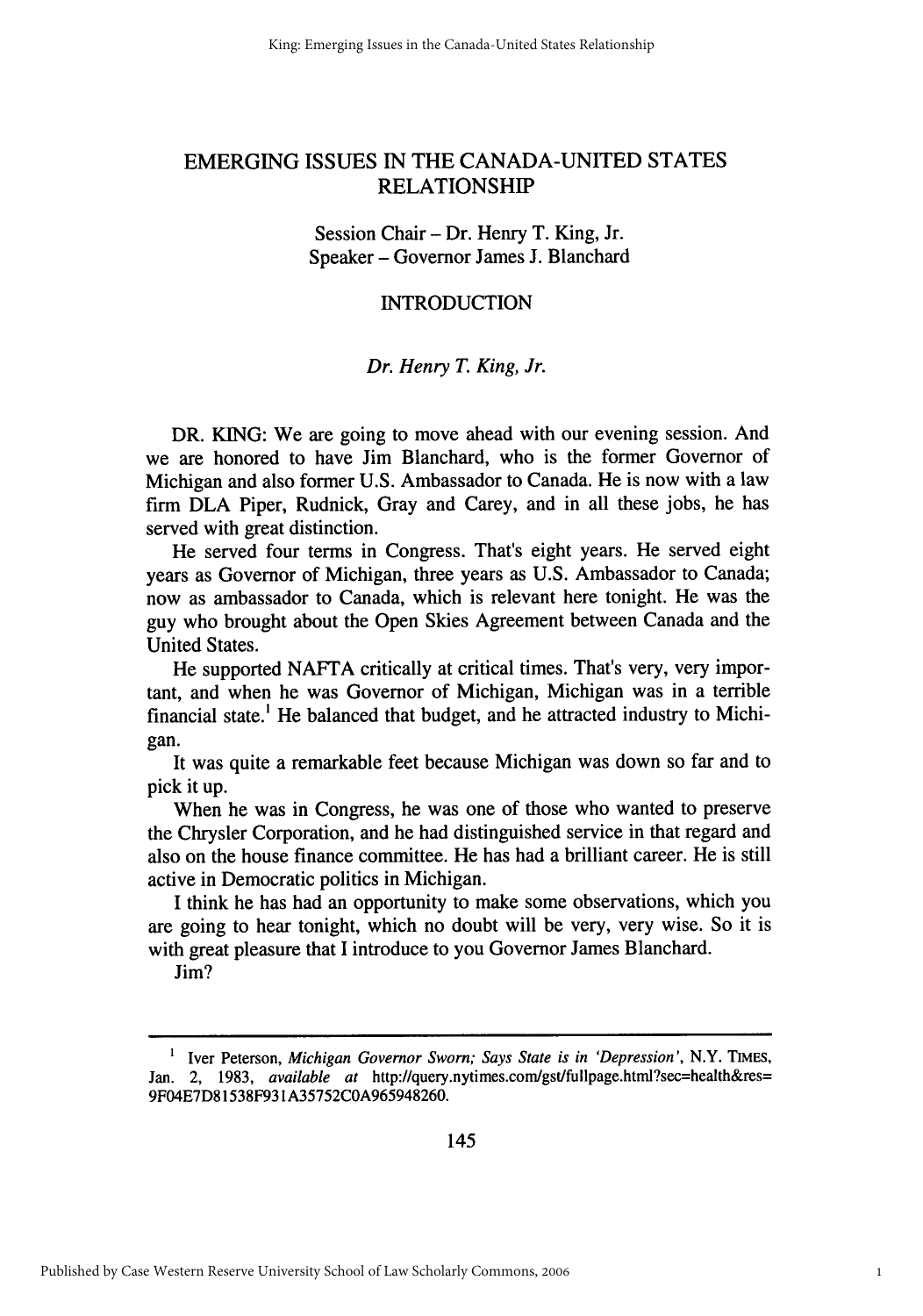# EMERGING ISSUES IN THE CANADA-UNITED STATES RELATIONSHIP

Session Chair – Dr. Henry T. King, Jr.
Speaker – Governor James J. Blanchard

## INTRODUCTION

*Dr. Henry T. King, Jr.*

DR. KING: We are going to move ahead with our evening session. And we are honored to have Jim Blanchard, who is the former Governor of Michigan and also former U.S. Ambassador to Canada. He is now with a law firm DLA Piper, Rudnick, Gray and Carey, and in all these jobs, he has served with great distinction.

He served four terms in Congress. That's eight years. He served eight years as Governor of Michigan, three years as U.S. Ambassador to Canada; now as ambassador to Canada, which is relevant here tonight. He was the guy who brought about the Open Skies Agreement between Canada and the United States.

He supported NAFTA critically at critical times. That's very, very important, and when he was Governor of Michigan, Michigan was in a terrible financial state.[1] He balanced that budget, and he attracted industry to Michigan.

It was quite a remarkable feet because Michigan was down so far and to pick it up.

When he was in Congress, he was one of those who wanted to preserve the Chrysler Corporation, and he had distinguished service in that regard and also on the house finance committee. He has had a brilliant career. He is still active in Democratic politics in Michigan.

I think he has had an opportunity to make some observations, which you are going to hear tonight, which no doubt will be very, very wise. So it is with great pleasure that I introduce to you Governor James Blanchard.

Jim?

---

[1] Iver Peterson, *Michigan Governor Sworn; Says State is in 'Depression'*, N.Y. TIMES, Jan. 2, 1983, *available at* http://query.nytimes.com/gst/fullpage.html?sec=health&res=9F04E7D81538F931A35752C0A965948260.